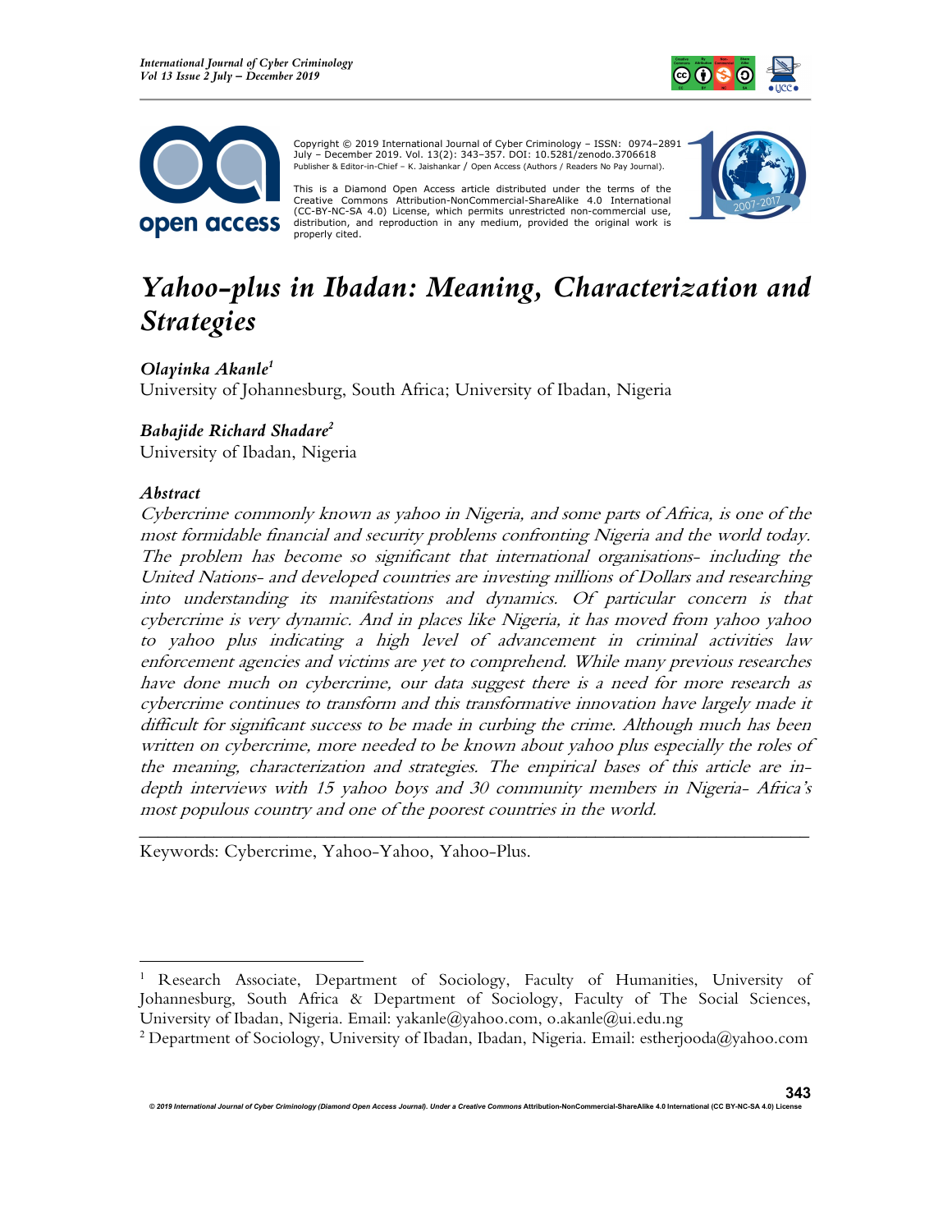Copyright © 2019 International Journal of Cyber Criminology – ISSN: 0974–2891 July – December 2019. Vol. 13(2): 343–357. DOI: 10.5281/zenodo.3706618
Publisher & Editor-in-Chief – K. Jaishankar / Open Access (Authors / Readers No Pay Journal).

This is a Diamond Open Access article distributed under the terms of the Creative Commons Attribution-NonCommercial-ShareAlike 4.0 International (CC-BY-NC-SA 4.0) License, which permits unrestricted non-commercial use, distribution, and reproduction in any medium, provided the original work is properly cited.

# *Yahoo-plus in Ibadan: Meaning, Characterization and Strategies*

***Olayinka Akanle***[1]
University of Johannesburg, South Africa; University of Ibadan, Nigeria

***Babajide Richard Shadare***[2]
University of Ibadan, Nigeria

### *Abstract*

*Cybercrime commonly known as yahoo in Nigeria, and some parts of Africa, is one of the most formidable financial and security problems confronting Nigeria and the world today. The problem has become so significant that international organisations- including the United Nations- and developed countries are investing millions of Dollars and researching into understanding its manifestations and dynamics. Of particular concern is that cybercrime is very dynamic. And in places like Nigeria, it has moved from yahoo yahoo to yahoo plus indicating a high level of advancement in criminal activities law enforcement agencies and victims are yet to comprehend. While many previous researches have done much on cybercrime, our data suggest there is a need for more research as cybercrime continues to transform and this transformative innovation have largely made it difficult for significant success to be made in curbing the crime. Although much has been written on cybercrime, more needed to be known about yahoo plus especially the roles of the meaning, characterization and strategies. The empirical bases of this article are in-depth interviews with 15 yahoo boys and 30 community members in Nigeria- Africa's most populous country and one of the poorest countries in the world.*

---

Keywords: Cybercrime, Yahoo-Yahoo, Yahoo-Plus.

[1] Research Associate, Department of Sociology, Faculty of Humanities, University of Johannesburg, South Africa & Department of Sociology, Faculty of The Social Sciences, University of Ibadan, Nigeria. Email: yakanle@yahoo.com, o.akanle@ui.edu.ng

[2] Department of Sociology, University of Ibadan, Ibadan, Nigeria. Email: estherjooda@yahoo.com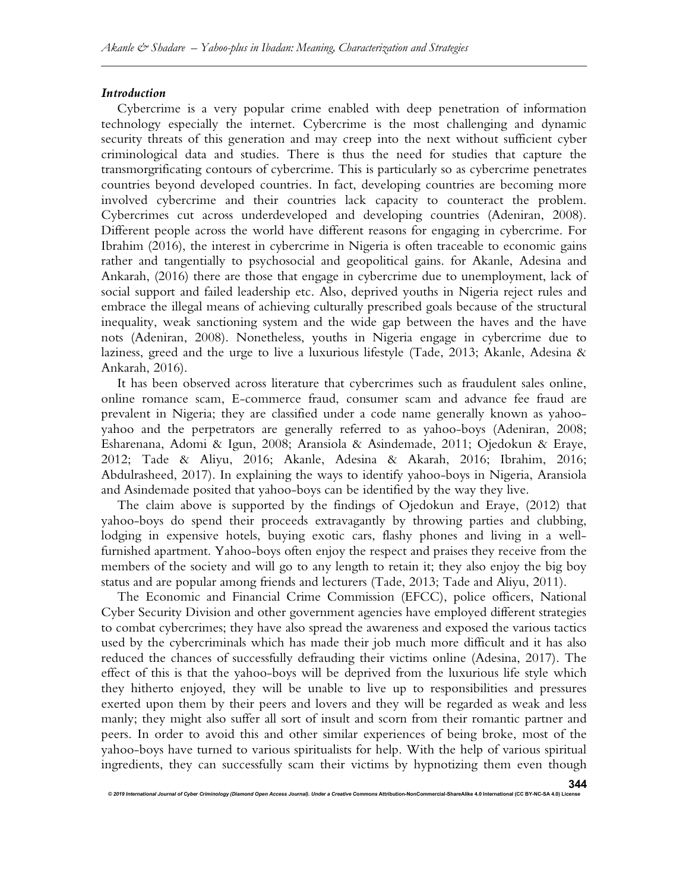### *Introduction*

Cybercrime is a very popular crime enabled with deep penetration of information technology especially the internet. Cybercrime is the most challenging and dynamic security threats of this generation and may creep into the next without sufficient cyber criminological data and studies. There is thus the need for studies that capture the transmorgrificating contours of cybercrime. This is particularly so as cybercrime penetrates countries beyond developed countries. In fact, developing countries are becoming more involved cybercrime and their countries lack capacity to counteract the problem. Cybercrimes cut across underdeveloped and developing countries (Adeniran, 2008). Different people across the world have different reasons for engaging in cybercrime. For Ibrahim (2016), the interest in cybercrime in Nigeria is often traceable to economic gains rather and tangentially to psychosocial and geopolitical gains. for Akanle, Adesina and Ankarah, (2016) there are those that engage in cybercrime due to unemployment, lack of social support and failed leadership etc. Also, deprived youths in Nigeria reject rules and embrace the illegal means of achieving culturally prescribed goals because of the structural inequality, weak sanctioning system and the wide gap between the haves and the have nots (Adeniran, 2008). Nonetheless, youths in Nigeria engage in cybercrime due to laziness, greed and the urge to live a luxurious lifestyle (Tade, 2013; Akanle, Adesina & Ankarah, 2016).

It has been observed across literature that cybercrimes such as fraudulent sales online, online romance scam, E-commerce fraud, consumer scam and advance fee fraud are prevalent in Nigeria; they are classified under a code name generally known as yahoo-yahoo and the perpetrators are generally referred to as yahoo-boys (Adeniran, 2008; Esharenana, Adomi & Igun, 2008; Aransiola & Asindemade, 2011; Ojedokun & Eraye, 2012; Tade & Aliyu, 2016; Akanle, Adesina & Akarah, 2016; Ibrahim, 2016; Abdulrasheed, 2017). In explaining the ways to identify yahoo-boys in Nigeria, Aransiola and Asindemade posited that yahoo-boys can be identified by the way they live.

The claim above is supported by the findings of Ojedokun and Eraye, (2012) that yahoo-boys do spend their proceeds extravagantly by throwing parties and clubbing, lodging in expensive hotels, buying exotic cars, flashy phones and living in a well-furnished apartment. Yahoo-boys often enjoy the respect and praises they receive from the members of the society and will go to any length to retain it; they also enjoy the big boy status and are popular among friends and lecturers (Tade, 2013; Tade and Aliyu, 2011).

The Economic and Financial Crime Commission (EFCC), police officers, National Cyber Security Division and other government agencies have employed different strategies to combat cybercrimes; they have also spread the awareness and exposed the various tactics used by the cybercriminals which has made their job much more difficult and it has also reduced the chances of successfully defrauding their victims online (Adesina, 2017). The effect of this is that the yahoo-boys will be deprived from the luxurious life style which they hitherto enjoyed, they will be unable to live up to responsibilities and pressures exerted upon them by their peers and lovers and they will be regarded as weak and less manly; they might also suffer all sort of insult and scorn from their romantic partner and peers. In order to avoid this and other similar experiences of being broke, most of the yahoo-boys have turned to various spiritualists for help. With the help of various spiritual ingredients, they can successfully scam their victims by hypnotizing them even though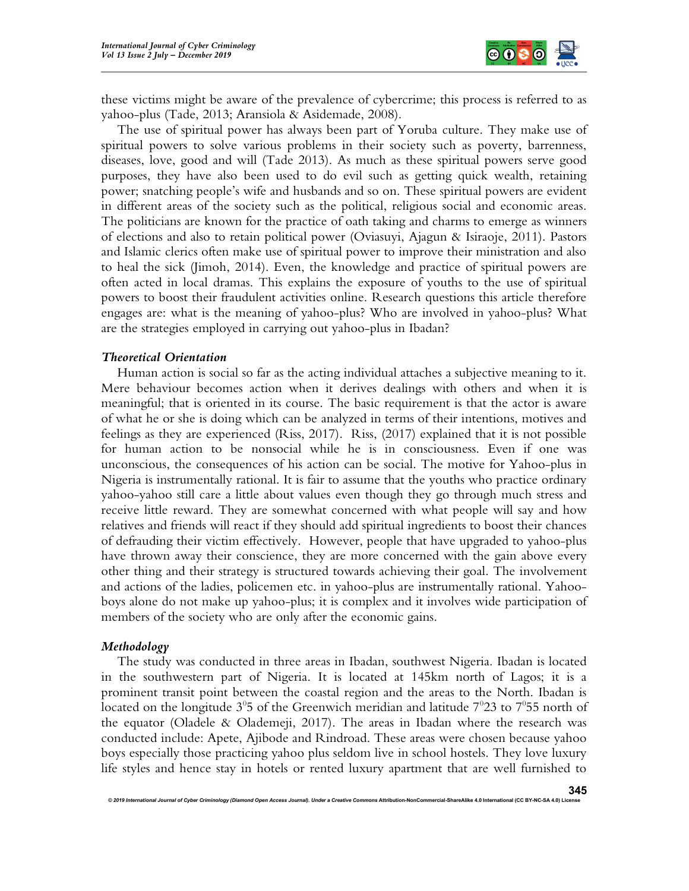these victims might be aware of the prevalence of cybercrime; this process is referred to as yahoo-plus (Tade, 2013; Aransiola & Asidemade, 2008).

The use of spiritual power has always been part of Yoruba culture. They make use of spiritual powers to solve various problems in their society such as poverty, barrenness, diseases, love, good and will (Tade 2013). As much as these spiritual powers serve good purposes, they have also been used to do evil such as getting quick wealth, retaining power; snatching people's wife and husbands and so on. These spiritual powers are evident in different areas of the society such as the political, religious social and economic areas. The politicians are known for the practice of oath taking and charms to emerge as winners of elections and also to retain political power (Oviasuyi, Ajagun & Isiraoje, 2011). Pastors and Islamic clerics often make use of spiritual power to improve their ministration and also to heal the sick (Jimoh, 2014). Even, the knowledge and practice of spiritual powers are often acted in local dramas. This explains the exposure of youths to the use of spiritual powers to boost their fraudulent activities online. Research questions this article therefore engages are: what is the meaning of yahoo-plus? Who are involved in yahoo-plus? What are the strategies employed in carrying out yahoo-plus in Ibadan?

### *Theoretical Orientation*

Human action is social so far as the acting individual attaches a subjective meaning to it. Mere behaviour becomes action when it derives dealings with others and when it is meaningful; that is oriented in its course. The basic requirement is that the actor is aware of what he or she is doing which can be analyzed in terms of their intentions, motives and feelings as they are experienced (Riss, 2017). Riss, (2017) explained that it is not possible for human action to be nonsocial while he is in consciousness. Even if one was unconscious, the consequences of his action can be social. The motive for Yahoo-plus in Nigeria is instrumentally rational. It is fair to assume that the youths who practice ordinary yahoo-yahoo still care a little about values even though they go through much stress and receive little reward. They are somewhat concerned with what people will say and how relatives and friends will react if they should add spiritual ingredients to boost their chances of defrauding their victim effectively. However, people that have upgraded to yahoo-plus have thrown away their conscience, they are more concerned with the gain above every other thing and their strategy is structured towards achieving their goal. The involvement and actions of the ladies, policemen etc. in yahoo-plus are instrumentally rational. Yahoo-boys alone do not make up yahoo-plus; it is complex and it involves wide participation of members of the society who are only after the economic gains.

### *Methodology*

The study was conducted in three areas in Ibadan, southwest Nigeria. Ibadan is located in the southwestern part of Nigeria. It is located at 145km north of Lagos; it is a prominent transit point between the coastal region and the areas to the North. Ibadan is located on the longitude $3^{0}5$ of the Greenwich meridian and latitude $7^{0}23$ to $7^{0}55$ north of the equator (Oladele & Olademeji, 2017). The areas in Ibadan where the research was conducted include: Apete, Ajibode and Rindroad. These areas were chosen because yahoo boys especially those practicing yahoo plus seldom live in school hostels. They love luxury life styles and hence stay in hotels or rented luxury apartment that are well furnished to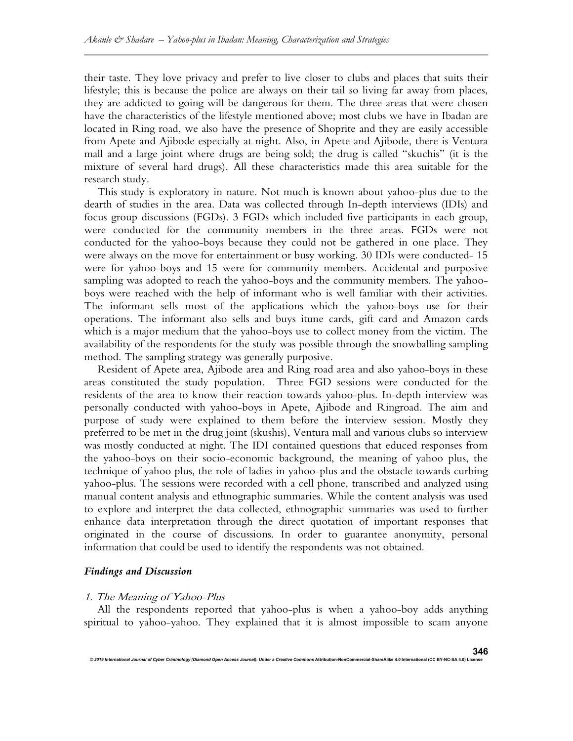their taste. They love privacy and prefer to live closer to clubs and places that suits their lifestyle; this is because the police are always on their tail so living far away from places, they are addicted to going will be dangerous for them. The three areas that were chosen have the characteristics of the lifestyle mentioned above; most clubs we have in Ibadan are located in Ring road, we also have the presence of Shoprite and they are easily accessible from Apete and Ajibode especially at night. Also, in Apete and Ajibode, there is Ventura mall and a large joint where drugs are being sold; the drug is called "skuchis" (it is the mixture of several hard drugs). All these characteristics made this area suitable for the research study.

This study is exploratory in nature. Not much is known about yahoo-plus due to the dearth of studies in the area. Data was collected through In-depth interviews (IDIs) and focus group discussions (FGDs). 3 FGDs which included five participants in each group, were conducted for the community members in the three areas. FGDs were not conducted for the yahoo-boys because they could not be gathered in one place. They were always on the move for entertainment or busy working. 30 IDIs were conducted- 15 were for yahoo-boys and 15 were for community members. Accidental and purposive sampling was adopted to reach the yahoo-boys and the community members. The yahoo-boys were reached with the help of informant who is well familiar with their activities. The informant sells most of the applications which the yahoo-boys use for their operations. The informant also sells and buys itune cards, gift card and Amazon cards which is a major medium that the yahoo-boys use to collect money from the victim. The availability of the respondents for the study was possible through the snowballing sampling method. The sampling strategy was generally purposive.

Resident of Apete area, Ajibode area and Ring road area and also yahoo-boys in these areas constituted the study population. Three FGD sessions were conducted for the residents of the area to know their reaction towards yahoo-plus. In-depth interview was personally conducted with yahoo-boys in Apete, Ajibode and Ringroad. The aim and purpose of study were explained to them before the interview session. Mostly they preferred to be met in the drug joint (skushis), Ventura mall and various clubs so interview was mostly conducted at night. The IDI contained questions that educed responses from the yahoo-boys on their socio-economic background, the meaning of yahoo plus, the technique of yahoo plus, the role of ladies in yahoo-plus and the obstacle towards curbing yahoo-plus. The sessions were recorded with a cell phone, transcribed and analyzed using manual content analysis and ethnographic summaries. While the content analysis was used to explore and interpret the data collected, ethnographic summaries was used to further enhance data interpretation through the direct quotation of important responses that originated in the course of discussions. In order to guarantee anonymity, personal information that could be used to identify the respondents was not obtained.

## *Findings and Discussion*

### *1. The Meaning of Yahoo-Plus*

All the respondents reported that yahoo-plus is when a yahoo-boy adds anything spiritual to yahoo-yahoo. They explained that it is almost impossible to scam anyone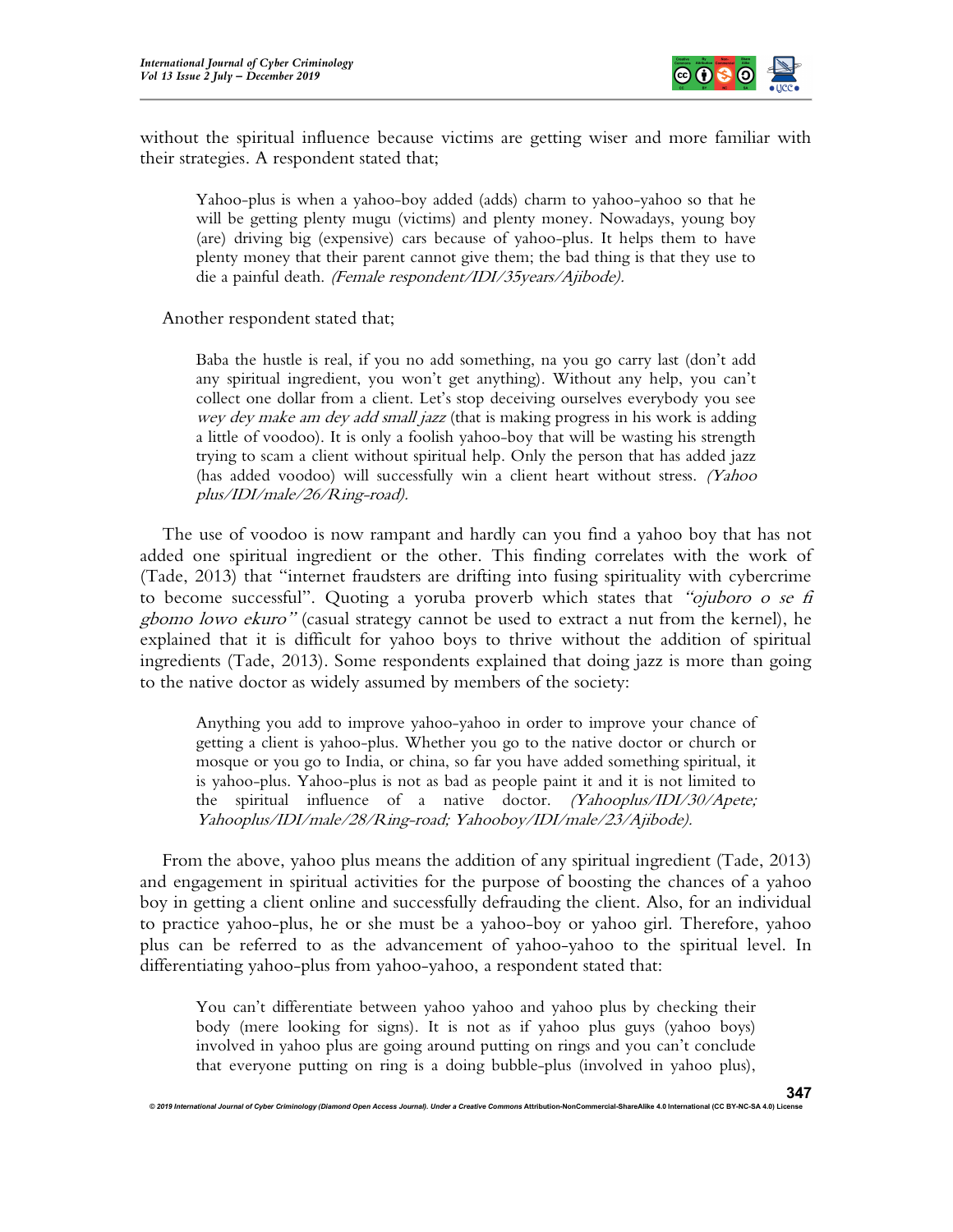without the spiritual influence because victims are getting wiser and more familiar with their strategies. A respondent stated that;

> Yahoo-plus is when a yahoo-boy added (adds) charm to yahoo-yahoo so that he will be getting plenty mugu (victims) and plenty money. Nowadays, young boy (are) driving big (expensive) cars because of yahoo-plus. It helps them to have plenty money that their parent cannot give them; the bad thing is that they use to die a painful death. *(Female respondent/IDI/35years/Ajibode).*

Another respondent stated that;

> Baba the hustle is real, if you no add something, na you go carry last (don't add any spiritual ingredient, you won't get anything). Without any help, you can't collect one dollar from a client. Let's stop deceiving ourselves everybody you see *wey dey make am dey add small jazz* (that is making progress in his work is adding a little of voodoo). It is only a foolish yahoo-boy that will be wasting his strength trying to scam a client without spiritual help. Only the person that has added jazz (has added voodoo) will successfully win a client heart without stress. *(Yahoo plus/IDI/male/26/Ring-road).*

The use of voodoo is now rampant and hardly can you find a yahoo boy that has not added one spiritual ingredient or the other. This finding correlates with the work of (Tade, 2013) that "internet fraudsters are drifting into fusing spirituality with cybercrime to become successful". Quoting a yoruba proverb which states that *"ojuboro o se fi gbomo lowo ekuro"* (casual strategy cannot be used to extract a nut from the kernel), he explained that it is difficult for yahoo boys to thrive without the addition of spiritual ingredients (Tade, 2013). Some respondents explained that doing jazz is more than going to the native doctor as widely assumed by members of the society:

> Anything you add to improve yahoo-yahoo in order to improve your chance of getting a client is yahoo-plus. Whether you go to the native doctor or church or mosque or you go to India, or china, so far you have added something spiritual, it is yahoo-plus. Yahoo-plus is not as bad as people paint it and it is not limited to the spiritual influence of a native doctor. *(Yahooplus/IDI/30/Apete; Yahooplus/IDI/male/28/Ring-road; Yahooboy/IDI/male/23/Ajibode).*

From the above, yahoo plus means the addition of any spiritual ingredient (Tade, 2013) and engagement in spiritual activities for the purpose of boosting the chances of a yahoo boy in getting a client online and successfully defrauding the client. Also, for an individual to practice yahoo-plus, he or she must be a yahoo-boy or yahoo girl. Therefore, yahoo plus can be referred to as the advancement of yahoo-yahoo to the spiritual level. In differentiating yahoo-plus from yahoo-yahoo, a respondent stated that:

> You can't differentiate between yahoo yahoo and yahoo plus by checking their body (mere looking for signs). It is not as if yahoo plus guys (yahoo boys) involved in yahoo plus are going around putting on rings and you can't conclude that everyone putting on ring is a doing bubble-plus (involved in yahoo plus),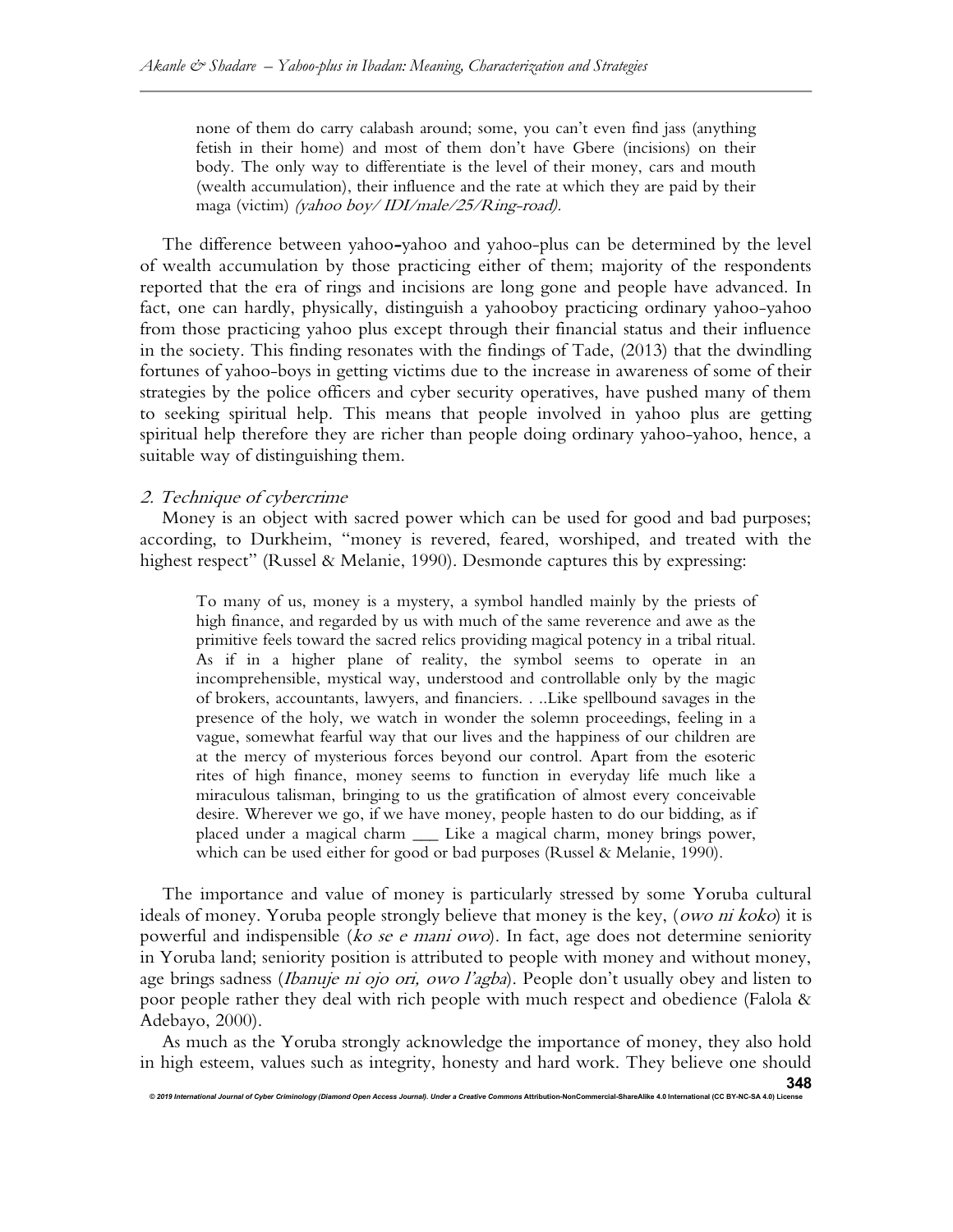> none of them do carry calabash around; some, you can't even find jass (anything fetish in their home) and most of them don't have Gbere (incisions) on their body. The only way to differentiate is the level of their money, cars and mouth (wealth accumulation), their influence and the rate at which they are paid by their maga (victim) *(yahoo boy/ IDI/male/25/Ring-road).*

The difference between yahoo-yahoo and yahoo-plus can be determined by the level of wealth accumulation by those practicing either of them; majority of the respondents reported that the era of rings and incisions are long gone and people have advanced. In fact, one can hardly, physically, distinguish a yahooboy practicing ordinary yahoo-yahoo from those practicing yahoo plus except through their financial status and their influence in the society. This finding resonates with the findings of Tade, (2013) that the dwindling fortunes of yahoo-boys in getting victims due to the increase in awareness of some of their strategies by the police officers and cyber security operatives, have pushed many of them to seeking spiritual help. This means that people involved in yahoo plus are getting spiritual help therefore they are richer than people doing ordinary yahoo-yahoo, hence, a suitable way of distinguishing them.

*2. Technique of cybercrime*

Money is an object with sacred power which can be used for good and bad purposes; according, to Durkheim, "money is revered, feared, worshiped, and treated with the highest respect" (Russel & Melanie, 1990). Desmonde captures this by expressing:

> To many of us, money is a mystery, a symbol handled mainly by the priests of high finance, and regarded by us with much of the same reverence and awe as the primitive feels toward the sacred relics providing magical potency in a tribal ritual. As if in a higher plane of reality, the symbol seems to operate in an incomprehensible, mystical way, understood and controllable only by the magic of brokers, accountants, lawyers, and financiers. . ..Like spellbound savages in the presence of the holy, we watch in wonder the solemn proceedings, feeling in a vague, somewhat fearful way that our lives and the happiness of our children are at the mercy of mysterious forces beyond our control. Apart from the esoteric rites of high finance, money seems to function in everyday life much like a miraculous talisman, bringing to us the gratification of almost every conceivable desire. Wherever we go, if we have money, people hasten to do our bidding, as if placed under a magical charm ___ Like a magical charm, money brings power, which can be used either for good or bad purposes (Russel & Melanie, 1990).

The importance and value of money is particularly stressed by some Yoruba cultural ideals of money. Yoruba people strongly believe that money is the key, (*owo ni koko*) it is powerful and indispensible (*ko se e mani owo*). In fact, age does not determine seniority in Yoruba land; seniority position is attributed to people with money and without money, age brings sadness (*Ibanuje ni ojo ori, owo l'agba*). People don't usually obey and listen to poor people rather they deal with rich people with much respect and obedience (Falola & Adebayo, 2000).

As much as the Yoruba strongly acknowledge the importance of money, they also hold in high esteem, values such as integrity, honesty and hard work. They believe one should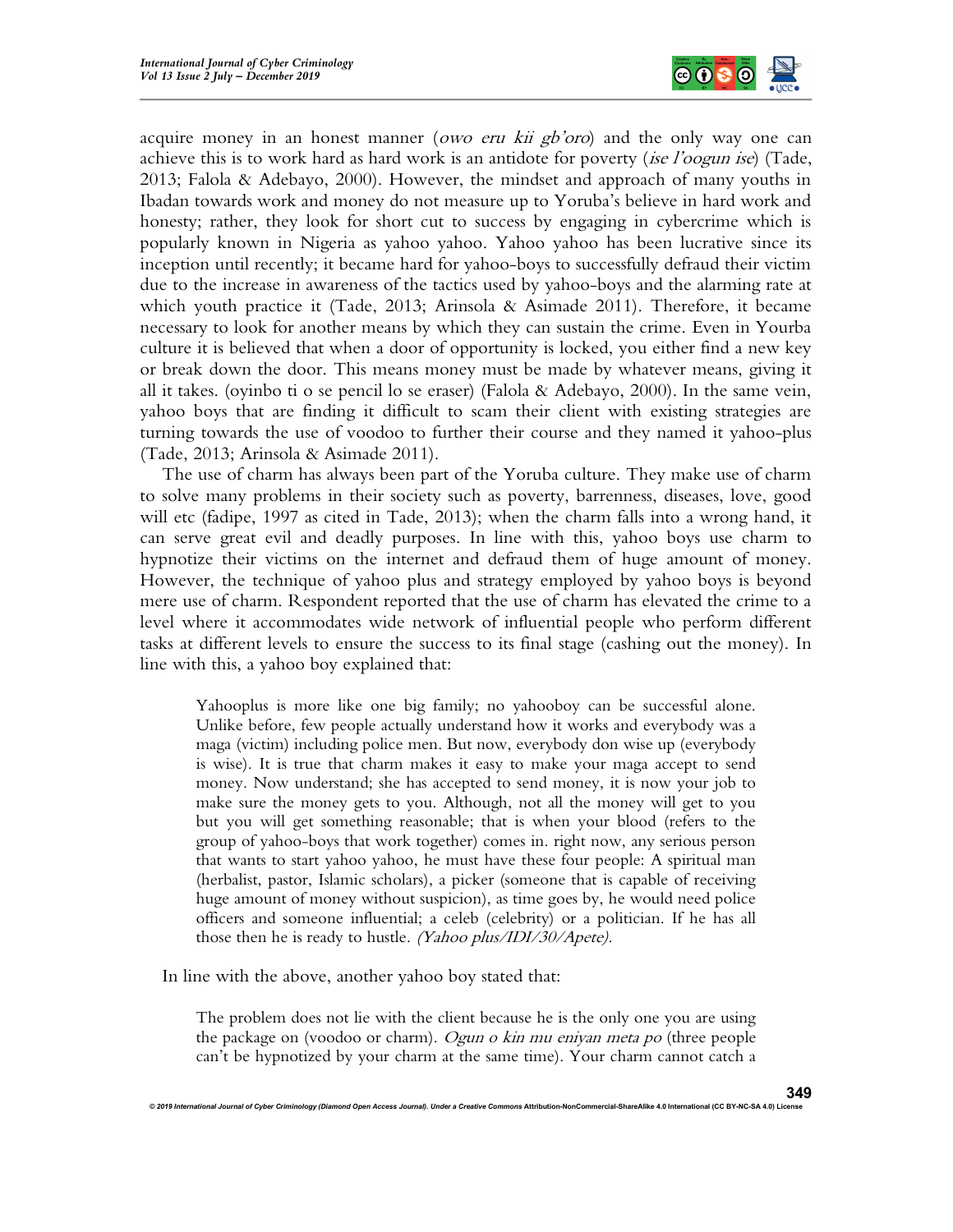acquire money in an honest manner (*owo eru kii gb'oro*) and the only way one can achieve this is to work hard as hard work is an antidote for poverty (*ise l'oogun ise*) (Tade, 2013; Falola & Adebayo, 2000). However, the mindset and approach of many youths in Ibadan towards work and money do not measure up to Yoruba's believe in hard work and honesty; rather, they look for short cut to success by engaging in cybercrime which is popularly known in Nigeria as yahoo yahoo. Yahoo yahoo has been lucrative since its inception until recently; it became hard for yahoo-boys to successfully defraud their victim due to the increase in awareness of the tactics used by yahoo-boys and the alarming rate at which youth practice it (Tade, 2013; Arinsola & Asimade 2011). Therefore, it became necessary to look for another means by which they can sustain the crime. Even in Yourba culture it is believed that when a door of opportunity is locked, you either find a new key or break down the door. This means money must be made by whatever means, giving it all it takes. (oyinbo ti o se pencil lo se eraser) (Falola & Adebayo, 2000). In the same vein, yahoo boys that are finding it difficult to scam their client with existing strategies are turning towards the use of voodoo to further their course and they named it yahoo-plus (Tade, 2013; Arinsola & Asimade 2011).

The use of charm has always been part of the Yoruba culture. They make use of charm to solve many problems in their society such as poverty, barrenness, diseases, love, good will etc (fadipe, 1997 as cited in Tade, 2013); when the charm falls into a wrong hand, it can serve great evil and deadly purposes. In line with this, yahoo boys use charm to hypnotize their victims on the internet and defraud them of huge amount of money. However, the technique of yahoo plus and strategy employed by yahoo boys is beyond mere use of charm. Respondent reported that the use of charm has elevated the crime to a level where it accommodates wide network of influential people who perform different tasks at different levels to ensure the success to its final stage (cashing out the money). In line with this, a yahoo boy explained that:

> Yahooplus is more like one big family; no yahooboy can be successful alone. Unlike before, few people actually understand how it works and everybody was a maga (victim) including police men. But now, everybody don wise up (everybody is wise). It is true that charm makes it easy to make your maga accept to send money. Now understand; she has accepted to send money, it is now your job to make sure the money gets to you. Although, not all the money will get to you but you will get something reasonable; that is when your blood (refers to the group of yahoo-boys that work together) comes in. right now, any serious person that wants to start yahoo yahoo, he must have these four people: A spiritual man (herbalist, pastor, Islamic scholars), a picker (someone that is capable of receiving huge amount of money without suspicion), as time goes by, he would need police officers and someone influential; a celeb (celebrity) or a politician. If he has all those then he is ready to hustle. *(Yahoo plus/IDI/30/Apete).*

In line with the above, another yahoo boy stated that:

> The problem does not lie with the client because he is the only one you are using the package on (voodoo or charm). *Ogun o kin mu eniyan meta po* (three people can't be hypnotized by your charm at the same time). Your charm cannot catch a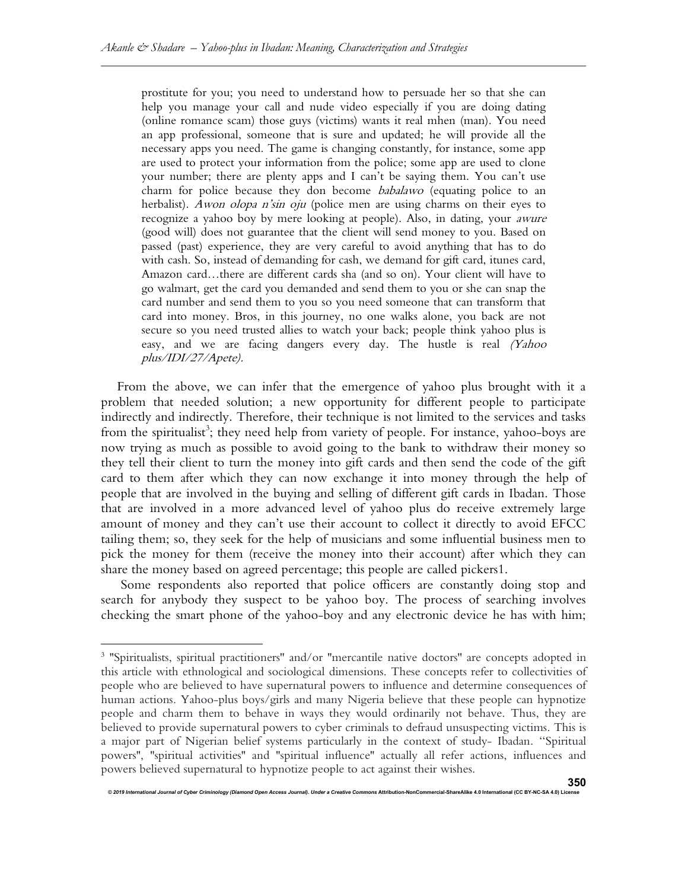> prostitute for you; you need to understand how to persuade her so that she can help you manage your call and nude video especially if you are doing dating (online romance scam) those guys (victims) wants it real mhen (man). You need an app professional, someone that is sure and updated; he will provide all the necessary apps you need. The game is changing constantly, for instance, some app are used to protect your information from the police; some app are used to clone your number; there are plenty apps and I can't be saying them. You can't use charm for police because they don become *babalawo* (equating police to an herbalist). *Awon olopa n'sin oju* (police men are using charms on their eyes to recognize a yahoo boy by mere looking at people). Also, in dating, your *awure* (good will) does not guarantee that the client will send money to you. Based on passed (past) experience, they are very careful to avoid anything that has to do with cash. So, instead of demanding for cash, we demand for gift card, itunes card, Amazon card…there are different cards sha (and so on). Your client will have to go walmart, get the card you demanded and send them to you or she can snap the card number and send them to you so you need someone that can transform that card into money. Bros, in this journey, no one walks alone, you back are not secure so you need trusted allies to watch your back; people think yahoo plus is easy, and we are facing dangers every day. The hustle is real *(Yahoo plus/IDI/27/Apete).*

From the above, we can infer that the emergence of yahoo plus brought with it a problem that needed solution; a new opportunity for different people to participate indirectly and indirectly. Therefore, their technique is not limited to the services and tasks from the spiritualist[3]; they need help from variety of people. For instance, yahoo-boys are now trying as much as possible to avoid going to the bank to withdraw their money so they tell their client to turn the money into gift cards and then send the code of the gift card to them after which they can now exchange it into money through the help of people that are involved in the buying and selling of different gift cards in Ibadan. Those that are involved in a more advanced level of yahoo plus do receive extremely large amount of money and they can't use their account to collect it directly to avoid EFCC tailing them; so, they seek for the help of musicians and some influential business men to pick the money for them (receive the money into their account) after which they can share the money based on agreed percentage; this people are called pickers1.

Some respondents also reported that police officers are constantly doing stop and search for anybody they suspect to be yahoo boy. The process of searching involves checking the smart phone of the yahoo-boy and any electronic device he has with him;

---

[3] "Spiritualists, spiritual practitioners" and/or "mercantile native doctors" are concepts adopted in this article with ethnological and sociological dimensions. These concepts refer to collectivities of people who are believed to have supernatural powers to influence and determine consequences of human actions. Yahoo-plus boys/girls and many Nigeria believe that these people can hypnotize people and charm them to behave in ways they would ordinarily not behave. Thus, they are believed to provide supernatural powers to cyber criminals to defraud unsuspecting victims. This is a major part of Nigerian belief systems particularly in the context of study- Ibadan. "Spiritual powers", "spiritual activities" and "spiritual influence" actually all refer actions, influences and powers believed supernatural to hypnotize people to act against their wishes.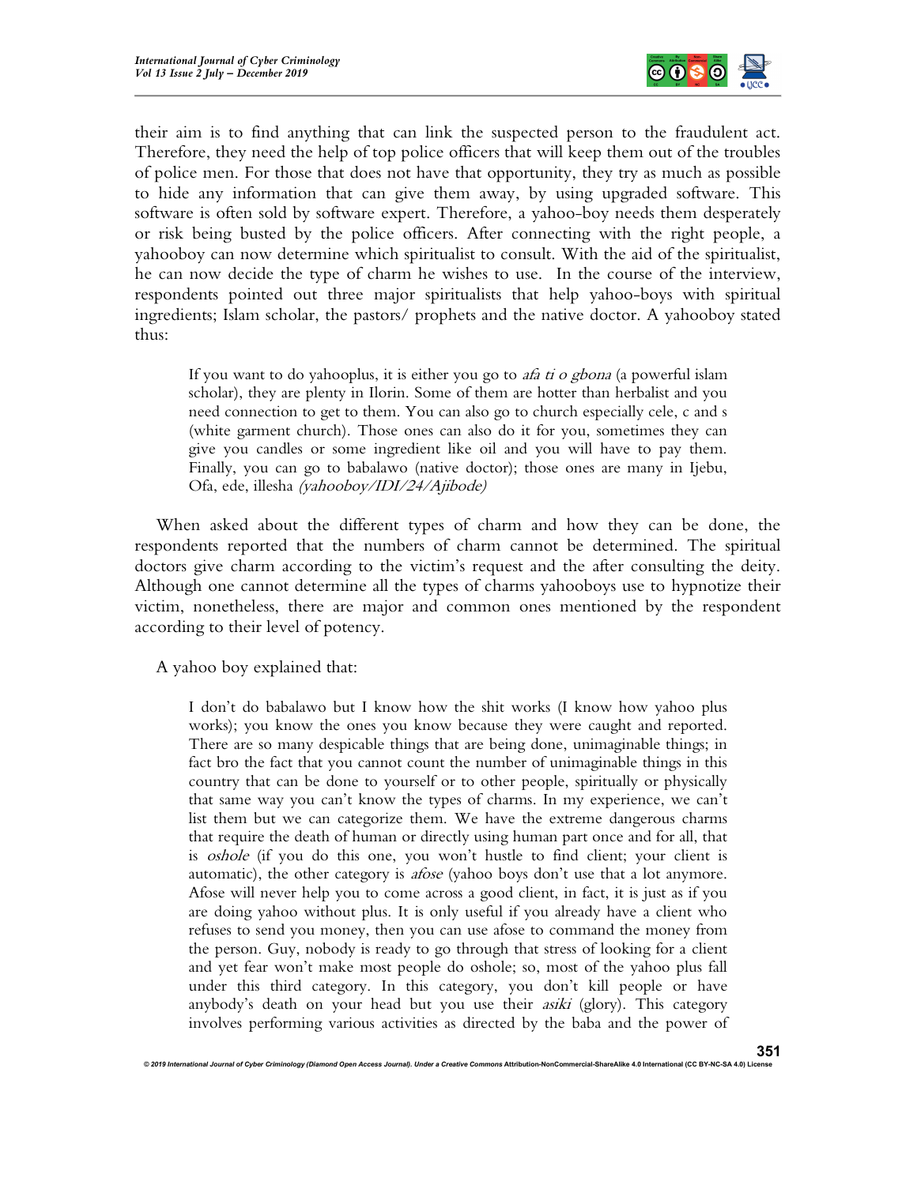their aim is to find anything that can link the suspected person to the fraudulent act. Therefore, they need the help of top police officers that will keep them out of the troubles of police men. For those that does not have that opportunity, they try as much as possible to hide any information that can give them away, by using upgraded software. This software is often sold by software expert. Therefore, a yahoo-boy needs them desperately or risk being busted by the police officers. After connecting with the right people, a yahooboy can now determine which spiritualist to consult. With the aid of the spiritualist, he can now decide the type of charm he wishes to use. In the course of the interview, respondents pointed out three major spiritualists that help yahoo-boys with spiritual ingredients; Islam scholar, the pastors/ prophets and the native doctor. A yahooboy stated thus:

> If you want to do yahooplus, it is either you go to *afa ti o gbona* (a powerful islam scholar), they are plenty in Ilorin. Some of them are hotter than herbalist and you need connection to get to them. You can also go to church especially cele, c and s (white garment church). Those ones can also do it for you, sometimes they can give you candles or some ingredient like oil and you will have to pay them. Finally, you can go to babalawo (native doctor); those ones are many in Ijebu, Ofa, ede, illesha *(yahooboy/IDI/24/Ajibode)*

When asked about the different types of charm and how they can be done, the respondents reported that the numbers of charm cannot be determined. The spiritual doctors give charm according to the victim's request and the after consulting the deity. Although one cannot determine all the types of charms yahooboys use to hypnotize their victim, nonetheless, there are major and common ones mentioned by the respondent according to their level of potency.

A yahoo boy explained that:

> I don't do babalawo but I know how the shit works (I know how yahoo plus works); you know the ones you know because they were caught and reported. There are so many despicable things that are being done, unimaginable things; in fact bro the fact that you cannot count the number of unimaginable things in this country that can be done to yourself or to other people, spiritually or physically that same way you can't know the types of charms. In my experience, we can't list them but we can categorize them. We have the extreme dangerous charms that require the death of human or directly using human part once and for all, that is *oshole* (if you do this one, you won't hustle to find client; your client is automatic), the other category is *afose* (yahoo boys don't use that a lot anymore. Afose will never help you to come across a good client, in fact, it is just as if you are doing yahoo without plus. It is only useful if you already have a client who refuses to send you money, then you can use afose to command the money from the person. Guy, nobody is ready to go through that stress of looking for a client and yet fear won't make most people do oshole; so, most of the yahoo plus fall under this third category. In this category, you don't kill people or have anybody's death on your head but you use their *asiki* (glory). This category involves performing various activities as directed by the baba and the power of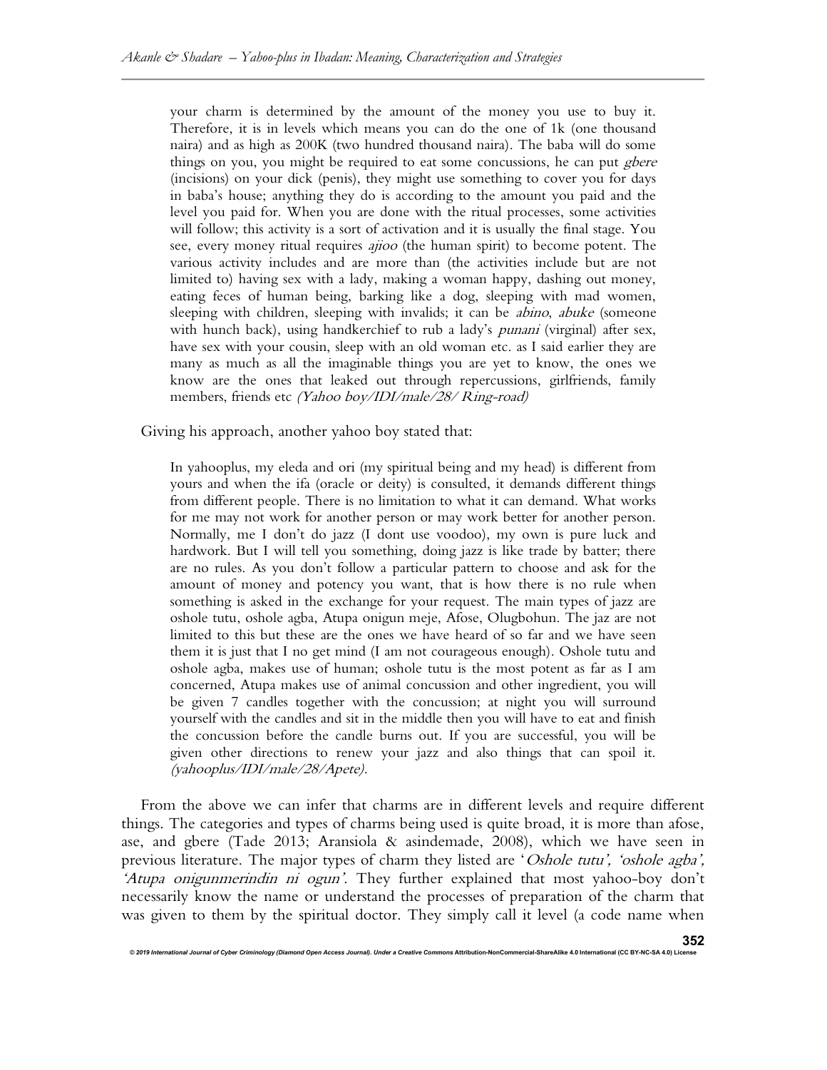your charm is determined by the amount of the money you use to buy it. Therefore, it is in levels which means you can do the one of 1k (one thousand naira) and as high as 200K (two hundred thousand naira). The baba will do some things on you, you might be required to eat some concussions, he can put *gbere* (incisions) on your dick (penis), they might use something to cover you for days in baba's house; anything they do is according to the amount you paid and the level you paid for. When you are done with the ritual processes, some activities will follow; this activity is a sort of activation and it is usually the final stage. You see, every money ritual requires *ajioo* (the human spirit) to become potent. The various activity includes and are more than (the activities include but are not limited to) having sex with a lady, making a woman happy, dashing out money, eating feces of human being, barking like a dog, sleeping with mad women, sleeping with children, sleeping with invalids; it can be *abino*, *abuke* (someone with hunch back), using handkerchief to rub a lady's *punani* (virginal) after sex, have sex with your cousin, sleep with an old woman etc. as I said earlier they are many as much as all the imaginable things you are yet to know, the ones we know are the ones that leaked out through repercussions, girlfriends, family members, friends etc *(Yahoo boy/IDI/male/28/ Ring-road)*

Giving his approach, another yahoo boy stated that:

> In yahooplus, my eleda and ori (my spiritual being and my head) is different from yours and when the ifa (oracle or deity) is consulted, it demands different things from different people. There is no limitation to what it can demand. What works for me may not work for another person or may work better for another person. Normally, me I don't do jazz (I dont use voodoo), my own is pure luck and hardwork. But I will tell you something, doing jazz is like trade by batter; there are no rules. As you don't follow a particular pattern to choose and ask for the amount of money and potency you want, that is how there is no rule when something is asked in the exchange for your request. The main types of jazz are oshole tutu, oshole agba, Atupa onigun meje, Afose, Olugbohun. The jaz are not limited to this but these are the ones we have heard of so far and we have seen them it is just that I no get mind (I am not courageous enough). Oshole tutu and oshole agba, makes use of human; oshole tutu is the most potent as far as I am concerned, Atupa makes use of animal concussion and other ingredient, you will be given 7 candles together with the concussion; at night you will surround yourself with the candles and sit in the middle then you will have to eat and finish the concussion before the candle burns out. If you are successful, you will be given other directions to renew your jazz and also things that can spoil it. *(yahooplus/IDI/male/28/Apete).*

From the above we can infer that charms are in different levels and require different things. The categories and types of charms being used is quite broad, it is more than afose, ase, and gbere (Tade 2013; Aransiola & asindemade, 2008), which we have seen in previous literature. The major types of charm they listed are '*Oshole tutu', 'oshole agba', 'Atupa onigunmerindin ni ogun'*. They further explained that most yahoo-boy don't necessarily know the name or understand the processes of preparation of the charm that was given to them by the spiritual doctor. They simply call it level (a code name when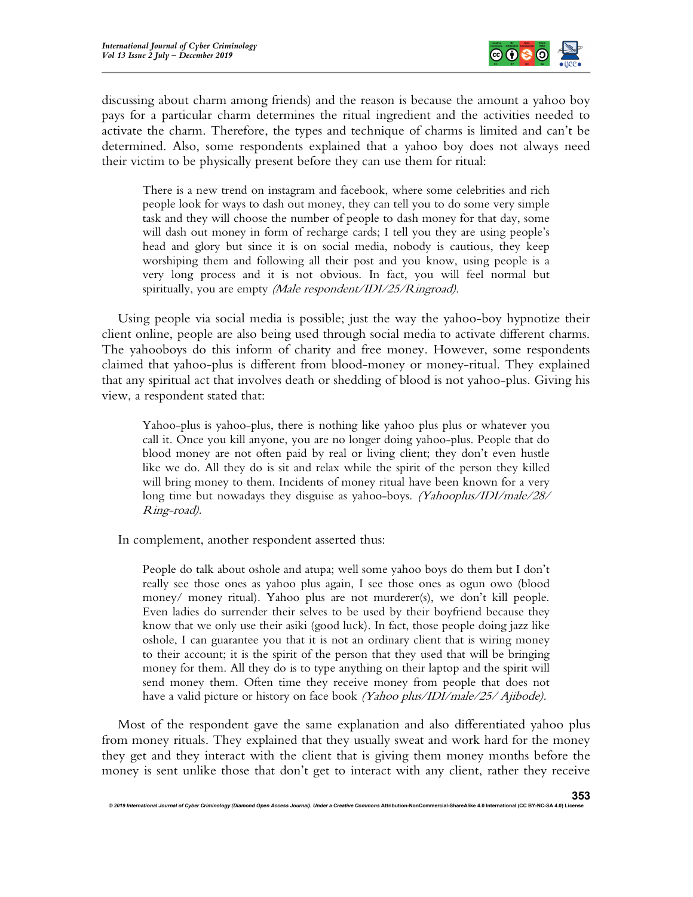discussing about charm among friends) and the reason is because the amount a yahoo boy pays for a particular charm determines the ritual ingredient and the activities needed to activate the charm. Therefore, the types and technique of charms is limited and can't be determined. Also, some respondents explained that a yahoo boy does not always need their victim to be physically present before they can use them for ritual:

> There is a new trend on instagram and facebook, where some celebrities and rich people look for ways to dash out money, they can tell you to do some very simple task and they will choose the number of people to dash money for that day, some will dash out money in form of recharge cards; I tell you they are using people's head and glory but since it is on social media, nobody is cautious, they keep worshiping them and following all their post and you know, using people is a very long process and it is not obvious. In fact, you will feel normal but spiritually, you are empty *(Male respondent/IDI/25/Ringroad).*

Using people via social media is possible; just the way the yahoo-boy hypnotize their client online, people are also being used through social media to activate different charms. The yahooboys do this inform of charity and free money. However, some respondents claimed that yahoo-plus is different from blood-money or money-ritual. They explained that any spiritual act that involves death or shedding of blood is not yahoo-plus. Giving his view, a respondent stated that:

> Yahoo-plus is yahoo-plus, there is nothing like yahoo plus plus or whatever you call it. Once you kill anyone, you are no longer doing yahoo-plus. People that do blood money are not often paid by real or living client; they don't even hustle like we do. All they do is sit and relax while the spirit of the person they killed will bring money to them. Incidents of money ritual have been known for a very long time but nowadays they disguise as yahoo-boys. *(Yahooplus/IDI/male/28/Ring-road).*

In complement, another respondent asserted thus:

> People do talk about oshole and atupa; well some yahoo boys do them but I don't really see those ones as yahoo plus again, I see those ones as ogun owo (blood money/ money ritual). Yahoo plus are not murderer(s), we don't kill people. Even ladies do surrender their selves to be used by their boyfriend because they know that we only use their asiki (good luck). In fact, those people doing jazz like oshole, I can guarantee you that it is not an ordinary client that is wiring money to their account; it is the spirit of the person that they used that will be bringing money for them. All they do is to type anything on their laptop and the spirit will send money them. Often time they receive money from people that does not have a valid picture or history on face book *(Yahoo plus/IDI/male/25/ Ajibode).*

Most of the respondent gave the same explanation and also differentiated yahoo plus from money rituals. They explained that they usually sweat and work hard for the money they get and they interact with the client that is giving them money months before the money is sent unlike those that don't get to interact with any client, rather they receive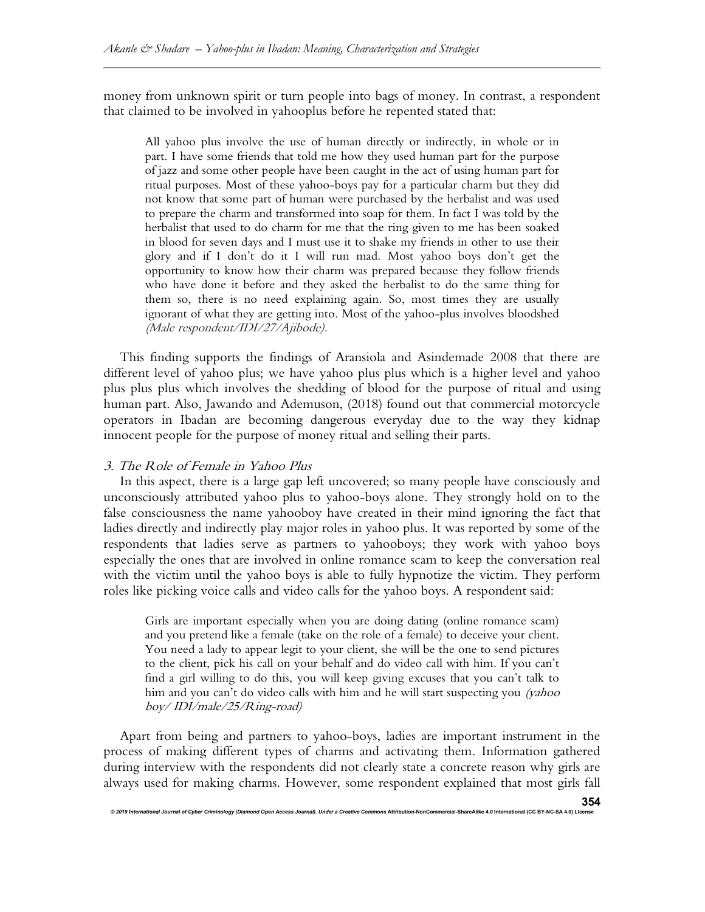money from unknown spirit or turn people into bags of money. In contrast, a respondent that claimed to be involved in yahooplus before he repented stated that:

> All yahoo plus involve the use of human directly or indirectly, in whole or in part. I have some friends that told me how they used human part for the purpose of jazz and some other people have been caught in the act of using human part for ritual purposes. Most of these yahoo-boys pay for a particular charm but they did not know that some part of human were purchased by the herbalist and was used to prepare the charm and transformed into soap for them. In fact I was told by the herbalist that used to do charm for me that the ring given to me has been soaked in blood for seven days and I must use it to shake my friends in other to use their glory and if I don't do it I will run mad. Most yahoo boys don't get the opportunity to know how their charm was prepared because they follow friends who have done it before and they asked the herbalist to do the same thing for them so, there is no need explaining again. So, most times they are usually ignorant of what they are getting into. Most of the yahoo-plus involves bloodshed *(Male respondent/IDI/27/Ajibode).*

This finding supports the findings of Aransiola and Asindemade 2008 that there are different level of yahoo plus; we have yahoo plus plus which is a higher level and yahoo plus plus plus which involves the shedding of blood for the purpose of ritual and using human part. Also, Jawando and Ademuson, (2018) found out that commercial motorcycle operators in Ibadan are becoming dangerous everyday due to the way they kidnap innocent people for the purpose of money ritual and selling their parts.

### *3. The Role of Female in Yahoo Plus*

In this aspect, there is a large gap left uncovered; so many people have consciously and unconsciously attributed yahoo plus to yahoo-boys alone. They strongly hold on to the false consciousness the name yahooboy have created in their mind ignoring the fact that ladies directly and indirectly play major roles in yahoo plus. It was reported by some of the respondents that ladies serve as partners to yahooboys; they work with yahoo boys especially the ones that are involved in online romance scam to keep the conversation real with the victim until the yahoo boys is able to fully hypnotize the victim. They perform roles like picking voice calls and video calls for the yahoo boys. A respondent said:

> Girls are important especially when you are doing dating (online romance scam) and you pretend like a female (take on the role of a female) to deceive your client. You need a lady to appear legit to your client, she will be the one to send pictures to the client, pick his call on your behalf and do video call with him. If you can't find a girl willing to do this, you will keep giving excuses that you can't talk to him and you can't do video calls with him and he will start suspecting you *(yahoo boy/ IDI/male/25/Ring-road)*

Apart from being and partners to yahoo-boys, ladies are important instrument in the process of making different types of charms and activating them. Information gathered during interview with the respondents did not clearly state a concrete reason why girls are always used for making charms. However, some respondent explained that most girls fall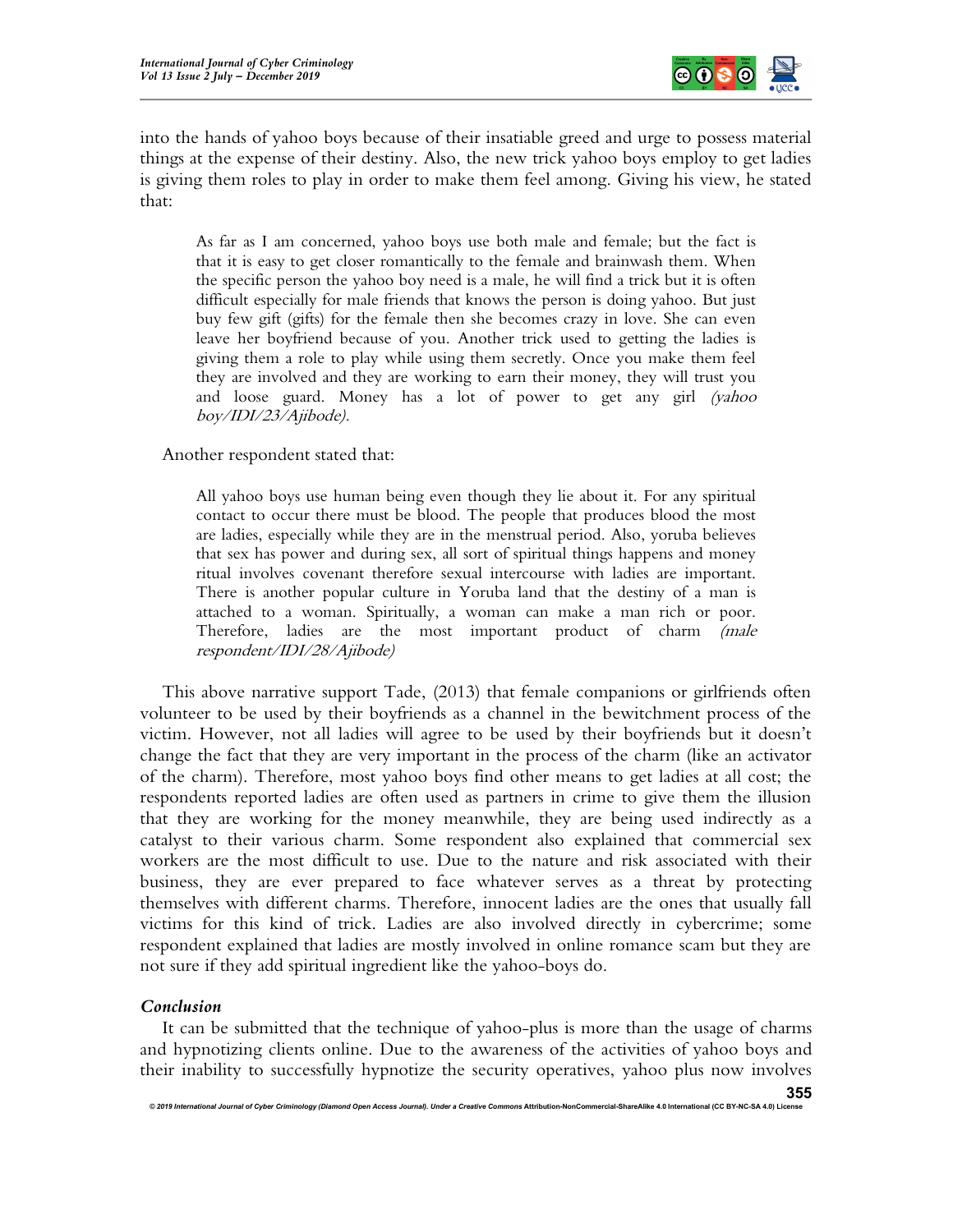into the hands of yahoo boys because of their insatiable greed and urge to possess material things at the expense of their destiny. Also, the new trick yahoo boys employ to get ladies is giving them roles to play in order to make them feel among. Giving his view, he stated that:

> As far as I am concerned, yahoo boys use both male and female; but the fact is that it is easy to get closer romantically to the female and brainwash them. When the specific person the yahoo boy need is a male, he will find a trick but it is often difficult especially for male friends that knows the person is doing yahoo. But just buy few gift (gifts) for the female then she becomes crazy in love. She can even leave her boyfriend because of you. Another trick used to getting the ladies is giving them a role to play while using them secretly. Once you make them feel they are involved and they are working to earn their money, they will trust you and loose guard. Money has a lot of power to get any girl *(yahoo boy/IDI/23/Ajibode).*

Another respondent stated that:

> All yahoo boys use human being even though they lie about it. For any spiritual contact to occur there must be blood. The people that produces blood the most are ladies, especially while they are in the menstrual period. Also, yoruba believes that sex has power and during sex, all sort of spiritual things happens and money ritual involves covenant therefore sexual intercourse with ladies are important. There is another popular culture in Yoruba land that the destiny of a man is attached to a woman. Spiritually, a woman can make a man rich or poor. Therefore, ladies are the most important product of charm *(male respondent/IDI/28/Ajibode)*

This above narrative support Tade, (2013) that female companions or girlfriends often volunteer to be used by their boyfriends as a channel in the bewitchment process of the victim. However, not all ladies will agree to be used by their boyfriends but it doesn't change the fact that they are very important in the process of the charm (like an activator of the charm). Therefore, most yahoo boys find other means to get ladies at all cost; the respondents reported ladies are often used as partners in crime to give them the illusion that they are working for the money meanwhile, they are being used indirectly as a catalyst to their various charm. Some respondent also explained that commercial sex workers are the most difficult to use. Due to the nature and risk associated with their business, they are ever prepared to face whatever serves as a threat by protecting themselves with different charms. Therefore, innocent ladies are the ones that usually fall victims for this kind of trick. Ladies are also involved directly in cybercrime; some respondent explained that ladies are mostly involved in online romance scam but they are not sure if they add spiritual ingredient like the yahoo-boys do.

### *Conclusion*

It can be submitted that the technique of yahoo-plus is more than the usage of charms and hypnotizing clients online. Due to the awareness of the activities of yahoo boys and their inability to successfully hypnotize the security operatives, yahoo plus now involves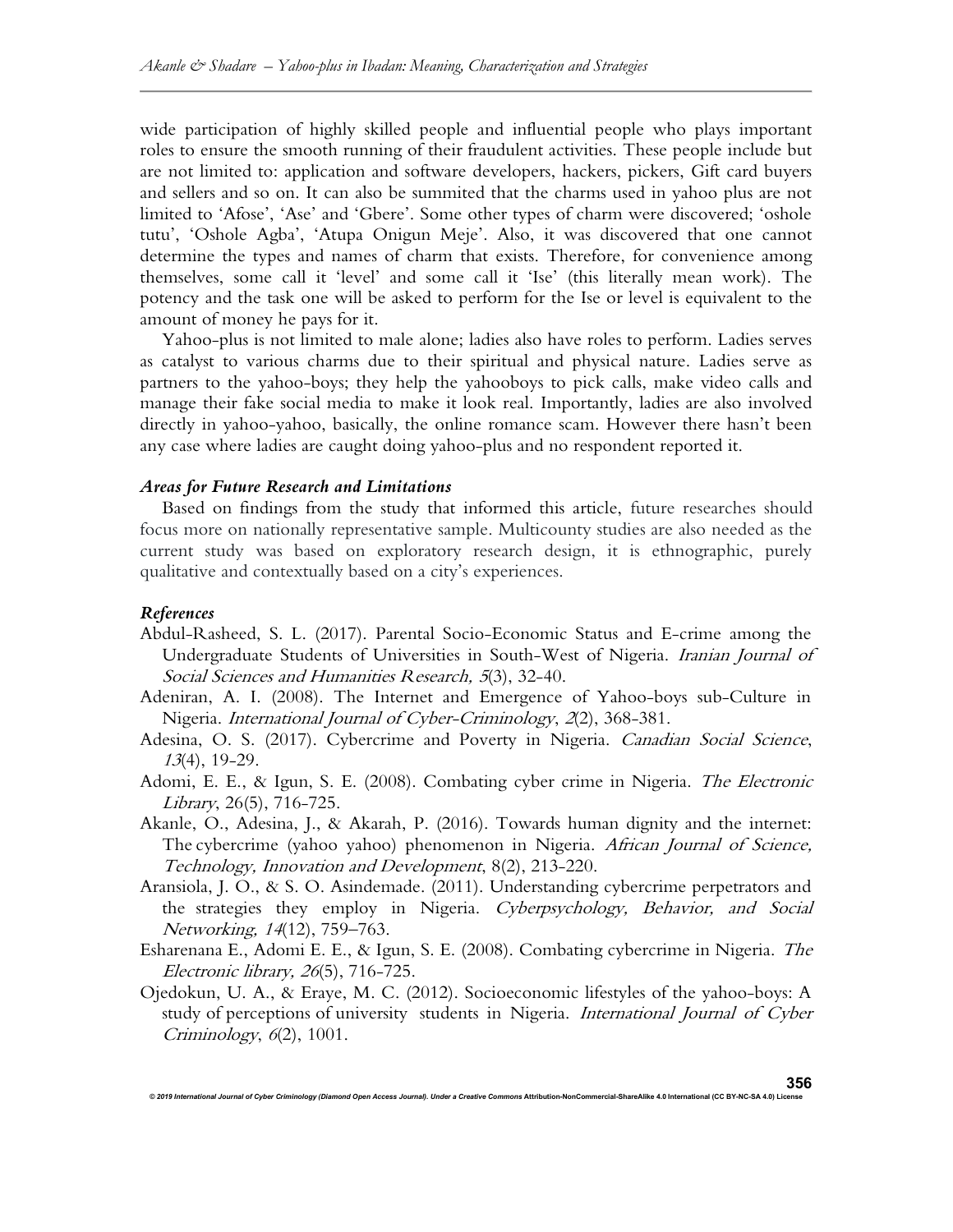wide participation of highly skilled people and influential people who plays important roles to ensure the smooth running of their fraudulent activities. These people include but are not limited to: application and software developers, hackers, pickers, Gift card buyers and sellers and so on. It can also be summited that the charms used in yahoo plus are not limited to 'Afose', 'Ase' and 'Gbere'. Some other types of charm were discovered; 'oshole tutu', 'Oshole Agba', 'Atupa Onigun Meje'. Also, it was discovered that one cannot determine the types and names of charm that exists. Therefore, for convenience among themselves, some call it 'level' and some call it 'Ise' (this literally mean work). The potency and the task one will be asked to perform for the Ise or level is equivalent to the amount of money he pays for it.

Yahoo-plus is not limited to male alone; ladies also have roles to perform. Ladies serves as catalyst to various charms due to their spiritual and physical nature. Ladies serve as partners to the yahoo-boys; they help the yahooboys to pick calls, make video calls and manage their fake social media to make it look real. Importantly, ladies are also involved directly in yahoo-yahoo, basically, the online romance scam. However there hasn't been any case where ladies are caught doing yahoo-plus and no respondent reported it.

### *Areas for Future Research and Limitations*

Based on findings from the study that informed this article, future researches should focus more on nationally representative sample. Multicounty studies are also needed as the current study was based on exploratory research design, it is ethnographic, purely qualitative and contextually based on a city's experiences.

### *References*

Abdul-Rasheed, S. L. (2017). Parental Socio-Economic Status and E-crime among the Undergraduate Students of Universities in South-West of Nigeria. *Iranian Journal of Social Sciences and Humanities Research, 5*(3), 32-40.

Adeniran, A. I. (2008). The Internet and Emergence of Yahoo-boys sub-Culture in Nigeria. *International Journal of Cyber-Criminology*, *2*(2), 368-381.

Adesina, O. S. (2017). Cybercrime and Poverty in Nigeria. *Canadian Social Science*, *13*(4), 19-29.

Adomi, E. E., & Igun, S. E. (2008). Combating cyber crime in Nigeria. *The Electronic Library*, 26(5), 716-725.

Akanle, O., Adesina, J., & Akarah, P. (2016). Towards human dignity and the internet: The cybercrime (yahoo yahoo) phenomenon in Nigeria. *African Journal of Science, Technology, Innovation and Development*, 8(2), 213-220.

Aransiola, J. O., & S. O. Asindemade. (2011). Understanding cybercrime perpetrators and the strategies they employ in Nigeria. *Cyberpsychology, Behavior, and Social Networking, 14*(12), 759–763.

Esharenana E., Adomi E. E., & Igun, S. E. (2008). Combating cybercrime in Nigeria. *The Electronic library, 26*(5), 716-725.

Ojedokun, U. A., & Eraye, M. C. (2012). Socioeconomic lifestyles of the yahoo-boys: A study of perceptions of university students in Nigeria. *International Journal of Cyber Criminology*, *6*(2), 1001.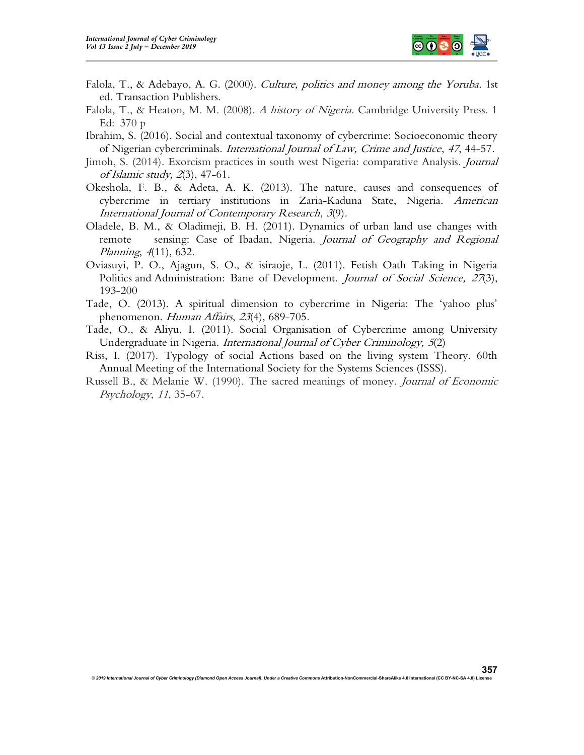Falola, T., & Adebayo, A. G. (2000). *Culture, politics and money among the Yoruba*. 1st ed. Transaction Publishers.

Falola, T., & Heaton, M. M. (2008). *A history of Nigeria*. Cambridge University Press. 1 Ed: 370 p

Ibrahim, S. (2016). Social and contextual taxonomy of cybercrime: Socioeconomic theory of Nigerian cybercriminals. *International Journal of Law, Crime and Justice*, *47*, 44-57.

Jimoh, S. (2014). Exorcism practices in south west Nigeria: comparative Analysis. *Journal of Islamic study, 2*(3), 47-61.

Okeshola, F. B., & Adeta, A. K. (2013). The nature, causes and consequences of cybercrime in tertiary institutions in Zaria-Kaduna State, Nigeria. *American International Journal of Contemporary Research*, *3*(9).

Oladele, B. M., & Oladimeji, B. H. (2011). Dynamics of urban land use changes with remote sensing: Case of Ibadan, Nigeria. *Journal of Geography and Regional Planning*, *4*(11), 632.

Oviasuyi, P. O., Ajagun, S. O., & isiraoje, L. (2011). Fetish Oath Taking in Nigeria Politics and Administration: Bane of Development. *Journal of Social Science, 27*(3), 193-200

Tade, O. (2013). A spiritual dimension to cybercrime in Nigeria: The 'yahoo plus' phenomenon. *Human Affairs*, *23*(4), 689-705.

Tade, O., & Aliyu, I. (2011). Social Organisation of Cybercrime among University Undergraduate in Nigeria. *International Journal of Cyber Criminology, 5*(2)

Riss, I. (2017). Typology of social Actions based on the living system Theory. 60th Annual Meeting of the International Society for the Systems Sciences (ISSS).

Russell B., & Melanie W. (1990). The sacred meanings of money. *Journal of Economic Psychology*, *11*, 35-67.